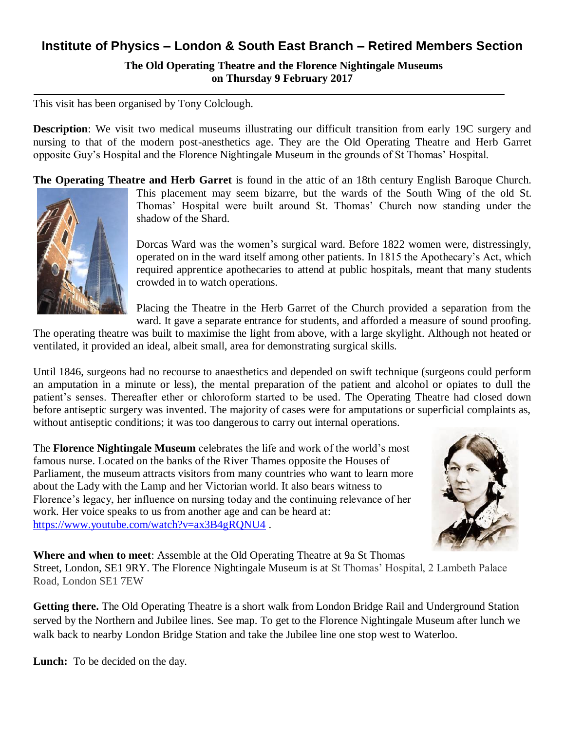# Institute of Physics – London & South East Branch – Retired Members Section

**The Old Operating Theatre and the Florence Nightingale Museums on Thursday 9 February 2017**

---

This visit has been organised by Tony Colclough.

**Description**: We visit two medical museums illustrating our difficult transition from early 19C surgery and nursing to that of the modern post-anesthetics age. They are the Old Operating Theatre and Herb Garret opposite Guy's Hospital and the Florence Nightingale Museum in the grounds of St Thomas' Hospital.

**The Operating Theatre and Herb Garret** is found in the attic of an 18th century English Baroque Church. This placement may seem bizarre, but the wards of the South Wing of the old St. Thomas' Hospital were built around St. Thomas' Church now standing under the shadow of the Shard.

Dorcas Ward was the women's surgical ward. Before 1822 women were, distressingly, operated on in the ward itself among other patients. In 1815 the Apothecary's Act, which required apprentice apothecaries to attend at public hospitals, meant that many students crowded in to watch operations.

Placing the Theatre in the Herb Garret of the Church provided a separation from the ward. It gave a separate entrance for students, and afforded a measure of sound proofing. The operating theatre was built to maximise the light from above, with a large skylight. Although not heated or ventilated, it provided an ideal, albeit small, area for demonstrating surgical skills.

Until 1846, surgeons had no recourse to anaesthetics and depended on swift technique (surgeons could perform an amputation in a minute or less), the mental preparation of the patient and alcohol or opiates to dull the patient's senses. Thereafter ether or chloroform started to be used. The Operating Theatre had closed down before antiseptic surgery was invented. The majority of cases were for amputations or superficial complaints as, without antiseptic conditions; it was too dangerous to carry out internal operations.

The **Florence Nightingale Museum** celebrates the life and work of the world's most famous nurse. Located on the banks of the River Thames opposite the Houses of Parliament, the museum attracts visitors from many countries who want to learn more about the Lady with the Lamp and her Victorian world. It also bears witness to Florence's legacy, her influence on nursing today and the continuing relevance of her work. Her voice speaks to us from another age and can be heard at: https://www.youtube.com/watch?v=ax3B4gRQNU4 .

**Where and when to meet**: Assemble at the Old Operating Theatre at 9a St Thomas Street, London, SE1 9RY. The Florence Nightingale Museum is at St Thomas' Hospital, 2 Lambeth Palace Road, London SE1 7EW

**Getting there.** The Old Operating Theatre is a short walk from London Bridge Rail and Underground Station served by the Northern and Jubilee lines. See map. To get to the Florence Nightingale Museum after lunch we walk back to nearby London Bridge Station and take the Jubilee line one stop west to Waterloo.

**Lunch:** To be decided on the day.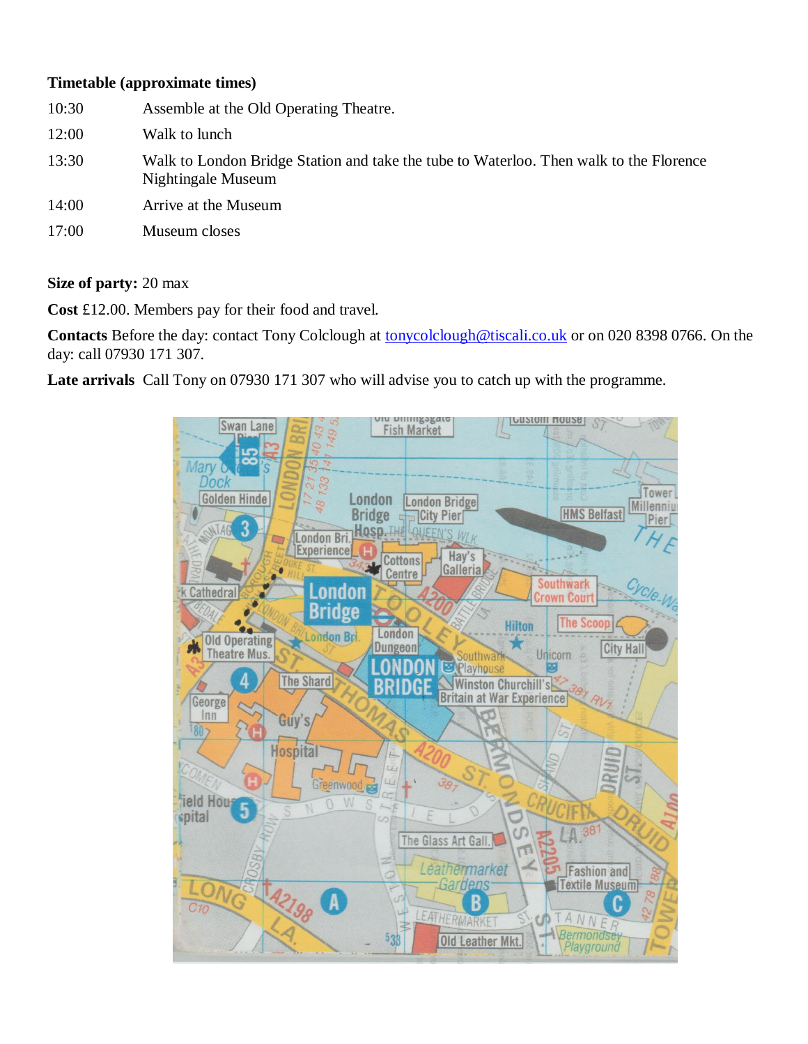**Timetable (approximate times)**

| | |
|---|---|
| 10:30 | Assemble at the Old Operating Theatre. |
| 12:00 | Walk to lunch |
| 13:30 | Walk to London Bridge Station and take the tube to Waterloo. Then walk to the Florence Nightingale Museum |
| 14:00 | Arrive at the Museum |
| 17:00 | Museum closes |

**Size of party:** 20 max

**Cost** £12.00. Members pay for their food and travel.

**Contacts** Before the day: contact Tony Colclough at [tonycolclough@tiscali.co.uk](mailto:tonycolclough@tiscali.co.uk) or on 020 8398 0766. On the day: call 07930 171 307.

**Late arrivals** Call Tony on 07930 171 307 who will advise you to catch up with the programme.